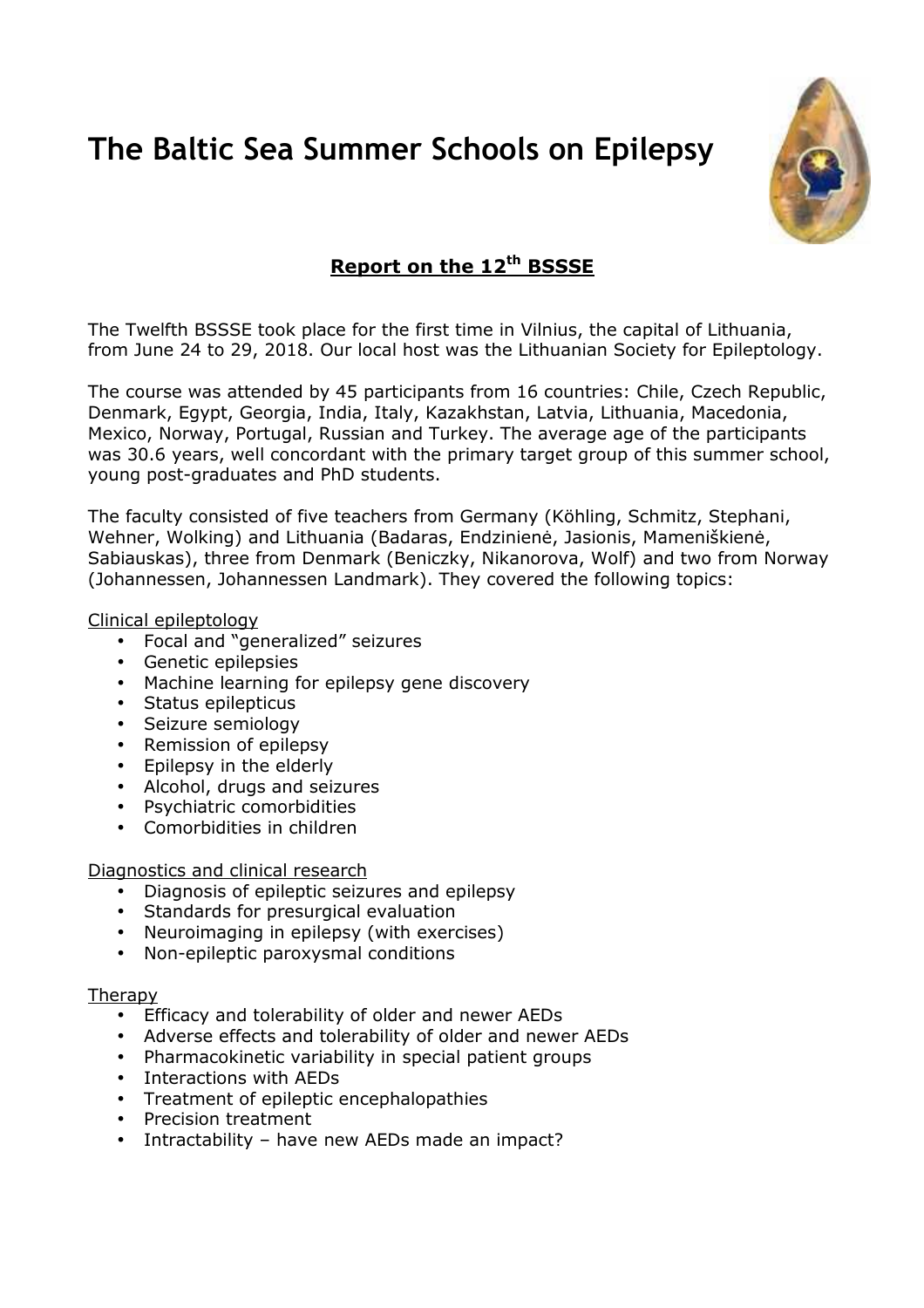# The Baltic Sea Summer Schools on Epilepsy

## Report on the 12th BSSSE

The Twelfth BSSSE took place for the first time in Vilnius, the capital of Lithuania, from June 24 to 29, 2018. Our local host was the Lithuanian Society for Epileptology.

The course was attended by 45 participants from 16 countries: Chile, Czech Republic, Denmark, Egypt, Georgia, India, Italy, Kazakhstan, Latvia, Lithuania, Macedonia, Mexico, Norway, Portugal, Russian and Turkey. The average age of the participants was 30.6 years, well concordant with the primary target group of this summer school, young post-graduates and PhD students.

The faculty consisted of five teachers from Germany (Köhling, Schmitz, Stephani, Wehner, Wolking) and Lithuania (Badaras, Endzinienė, Jasionis, Mameniškienė, Sabiauskas), three from Denmark (Beniczky, Nikanorova, Wolf) and two from Norway (Johannessen, Johannessen Landmark). They covered the following topics:

Clinical epileptology

- Focal and "generalized" seizures
- Genetic epilepsies
- Machine learning for epilepsy gene discovery
- Status epilepticus
- Seizure semiology
- Remission of epilepsy
- Epilepsy in the elderly
- Alcohol, drugs and seizures
- Psychiatric comorbidities
- Comorbidities in children

Diagnostics and clinical research

- Diagnosis of epileptic seizures and epilepsy
- Standards for presurgical evaluation
- Neuroimaging in epilepsy (with exercises)
- Non-epileptic paroxysmal conditions

Therapy

- Efficacy and tolerability of older and newer AEDs
- Adverse effects and tolerability of older and newer AEDs
- Pharmacokinetic variability in special patient groups
- Interactions with AEDs
- Treatment of epileptic encephalopathies
- Precision treatment
- Intractability – have new AEDs made an impact?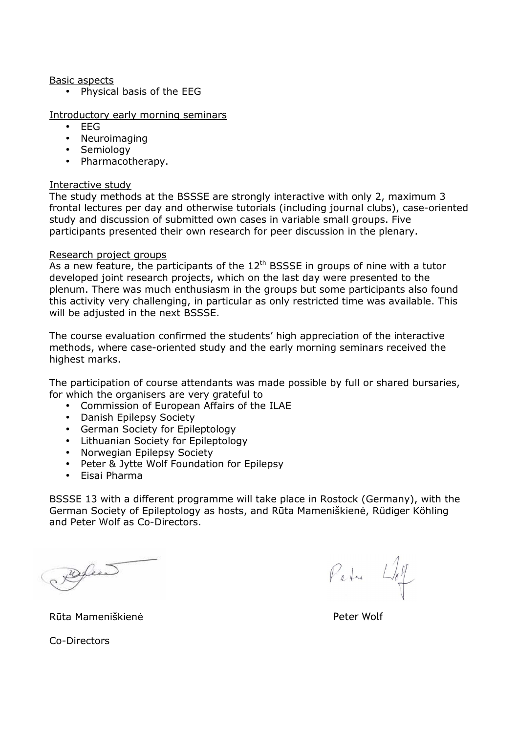Basic aspects

- Physical basis of the EEG

Introductory early morning seminars

- EEG
- Neuroimaging
- Semiology
- Pharmacotherapy.

Interactive study

The study methods at the BSSSE are strongly interactive with only 2, maximum 3 frontal lectures per day and otherwise tutorials (including journal clubs), case-oriented study and discussion of submitted own cases in variable small groups. Five participants presented their own research for peer discussion in the plenary.

Research project groups

As a new feature, the participants of the 12th BSSSE in groups of nine with a tutor developed joint research projects, which on the last day were presented to the plenum. There was much enthusiasm in the groups but some participants also found this activity very challenging, in particular as only restricted time was available. This will be adjusted in the next BSSSE.

The course evaluation confirmed the students' high appreciation of the interactive methods, where case-oriented study and the early morning seminars received the highest marks.

The participation of course attendants was made possible by full or shared bursaries, for which the organisers are very grateful to

- Commission of European Affairs of the ILAE
- Danish Epilepsy Society
- German Society for Epileptology
- Lithuanian Society for Epileptology
- Norwegian Epilepsy Society
- Peter & Jytte Wolf Foundation for Epilepsy
- Eisai Pharma

BSSSE 13 with a different programme will take place in Rostock (Germany), with the German Society of Epileptology as hosts, and Rūta Mameniškienė, Rüdiger Köhling and Peter Wolf as Co-Directors.

Rūta Mameniškienė　　　　Peter Wolf

Co-Directors